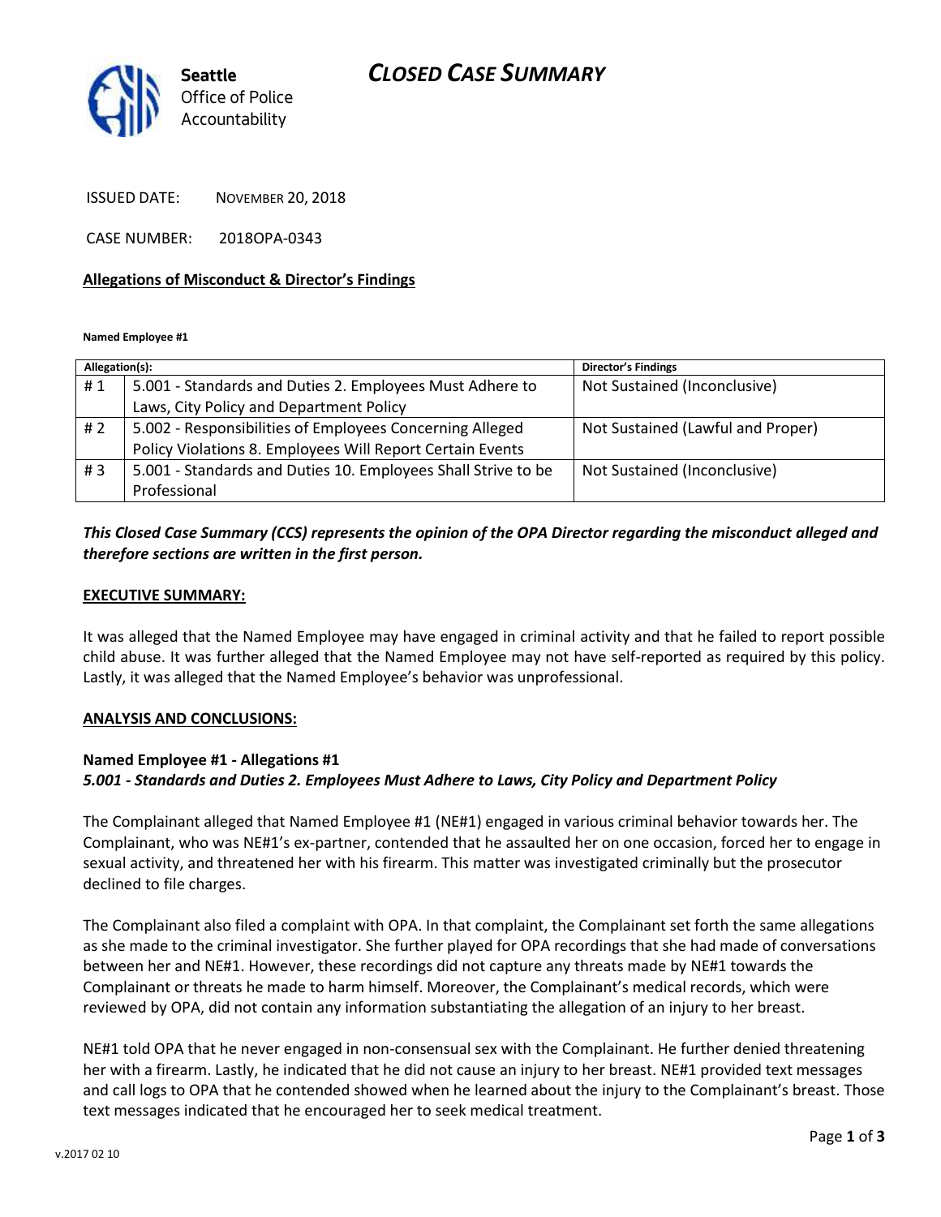**Seattle**
Office of Police Accountability

# CLOSED CASE SUMMARY

ISSUED DATE: NOVEMBER 20, 2018

CASE NUMBER: 2018OPA-0343

**Allegations of Misconduct & Director's Findings**

**Named Employee #1**

| Allegation(s): | | Director's Findings |
|---|---|---|
| # 1 | 5.001 - Standards and Duties 2. Employees Must Adhere to Laws, City Policy and Department Policy | Not Sustained (Inconclusive) |
| # 2 | 5.002 - Responsibilities of Employees Concerning Alleged Policy Violations 8. Employees Will Report Certain Events | Not Sustained (Lawful and Proper) |
| # 3 | 5.001 - Standards and Duties 10. Employees Shall Strive to be Professional | Not Sustained (Inconclusive) |

***This Closed Case Summary (CCS) represents the opinion of the OPA Director regarding the misconduct alleged and therefore sections are written in the first person.***

**EXECUTIVE SUMMARY:**

It was alleged that the Named Employee may have engaged in criminal activity and that he failed to report possible child abuse. It was further alleged that the Named Employee may not have self-reported as required by this policy. Lastly, it was alleged that the Named Employee's behavior was unprofessional.

**ANALYSIS AND CONCLUSIONS:**

**Named Employee #1 - Allegations #1**
***5.001 - Standards and Duties 2. Employees Must Adhere to Laws, City Policy and Department Policy***

The Complainant alleged that Named Employee #1 (NE#1) engaged in various criminal behavior towards her. The Complainant, who was NE#1's ex-partner, contended that he assaulted her on one occasion, forced her to engage in sexual activity, and threatened her with his firearm. This matter was investigated criminally but the prosecutor declined to file charges.

The Complainant also filed a complaint with OPA. In that complaint, the Complainant set forth the same allegations as she made to the criminal investigator. She further played for OPA recordings that she had made of conversations between her and NE#1. However, these recordings did not capture any threats made by NE#1 towards the Complainant or threats he made to harm himself. Moreover, the Complainant's medical records, which were reviewed by OPA, did not contain any information substantiating the allegation of an injury to her breast.

NE#1 told OPA that he never engaged in non-consensual sex with the Complainant. He further denied threatening her with a firearm. Lastly, he indicated that he did not cause an injury to her breast. NE#1 provided text messages and call logs to OPA that he contended showed when he learned about the injury to the Complainant's breast. Those text messages indicated that he encouraged her to seek medical treatment.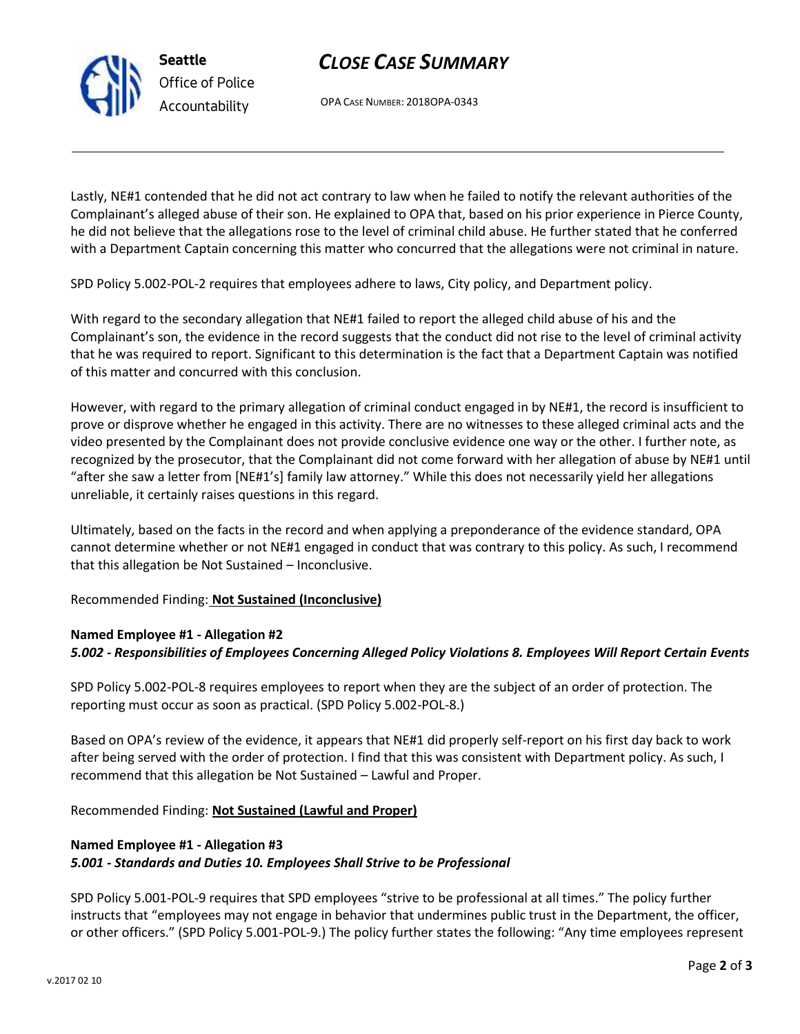Lastly, NE#1 contended that he did not act contrary to law when he failed to notify the relevant authorities of the Complainant's alleged abuse of their son. He explained to OPA that, based on his prior experience in Pierce County, he did not believe that the allegations rose to the level of criminal child abuse. He further stated that he conferred with a Department Captain concerning this matter who concurred that the allegations were not criminal in nature.

SPD Policy 5.002-POL-2 requires that employees adhere to laws, City policy, and Department policy.

With regard to the secondary allegation that NE#1 failed to report the alleged child abuse of his and the Complainant's son, the evidence in the record suggests that the conduct did not rise to the level of criminal activity that he was required to report. Significant to this determination is the fact that a Department Captain was notified of this matter and concurred with this conclusion.

However, with regard to the primary allegation of criminal conduct engaged in by NE#1, the record is insufficient to prove or disprove whether he engaged in this activity. There are no witnesses to these alleged criminal acts and the video presented by the Complainant does not provide conclusive evidence one way or the other. I further note, as recognized by the prosecutor, that the Complainant did not come forward with her allegation of abuse by NE#1 until "after she saw a letter from [NE#1's] family law attorney." While this does not necessarily yield her allegations unreliable, it certainly raises questions in this regard.

Ultimately, based on the facts in the record and when applying a preponderance of the evidence standard, OPA cannot determine whether or not NE#1 engaged in conduct that was contrary to this policy. As such, I recommend that this allegation be Not Sustained – Inconclusive.

Recommended Finding: **Not Sustained (Inconclusive)**

**Named Employee #1 - Allegation #2**
***5.002 - Responsibilities of Employees Concerning Alleged Policy Violations 8. Employees Will Report Certain Events***

SPD Policy 5.002-POL-8 requires employees to report when they are the subject of an order of protection. The reporting must occur as soon as practical. (SPD Policy 5.002-POL-8.)

Based on OPA's review of the evidence, it appears that NE#1 did properly self-report on his first day back to work after being served with the order of protection. I find that this was consistent with Department policy. As such, I recommend that this allegation be Not Sustained – Lawful and Proper.

Recommended Finding: **Not Sustained (Lawful and Proper)**

**Named Employee #1 - Allegation #3**
***5.001 - Standards and Duties 10. Employees Shall Strive to be Professional***

SPD Policy 5.001-POL-9 requires that SPD employees "strive to be professional at all times." The policy further instructs that "employees may not engage in behavior that undermines public trust in the Department, the officer, or other officers." (SPD Policy 5.001-POL-9.) The policy further states the following: "Any time employees represent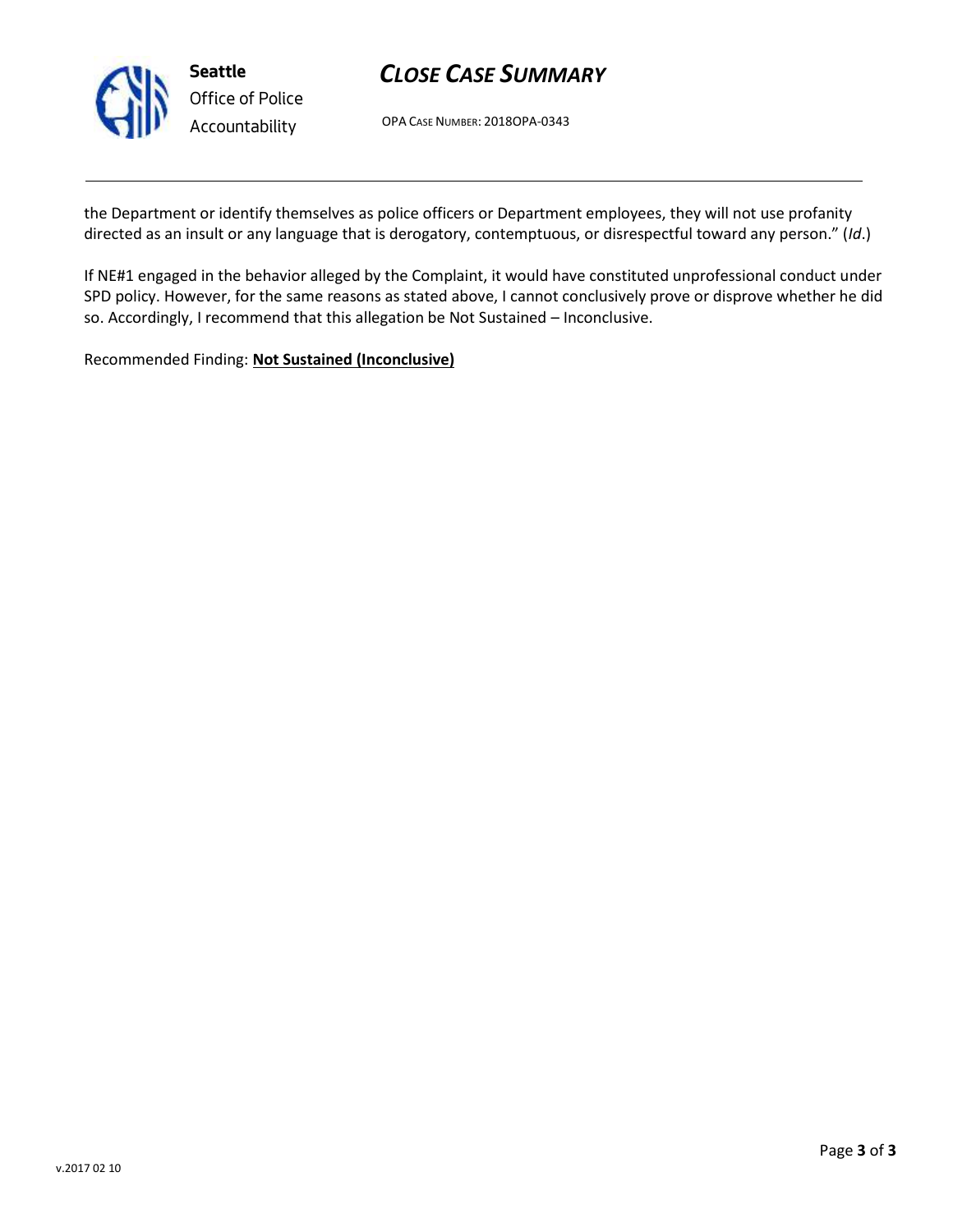the Department or identify themselves as police officers or Department employees, they will not use profanity directed as an insult or any language that is derogatory, contemptuous, or disrespectful toward any person." (*Id*.)

If NE#1 engaged in the behavior alleged by the Complaint, it would have constituted unprofessional conduct under SPD policy. However, for the same reasons as stated above, I cannot conclusively prove or disprove whether he did so. Accordingly, I recommend that this allegation be Not Sustained – Inconclusive.

Recommended Finding: **Not Sustained (Inconclusive)**